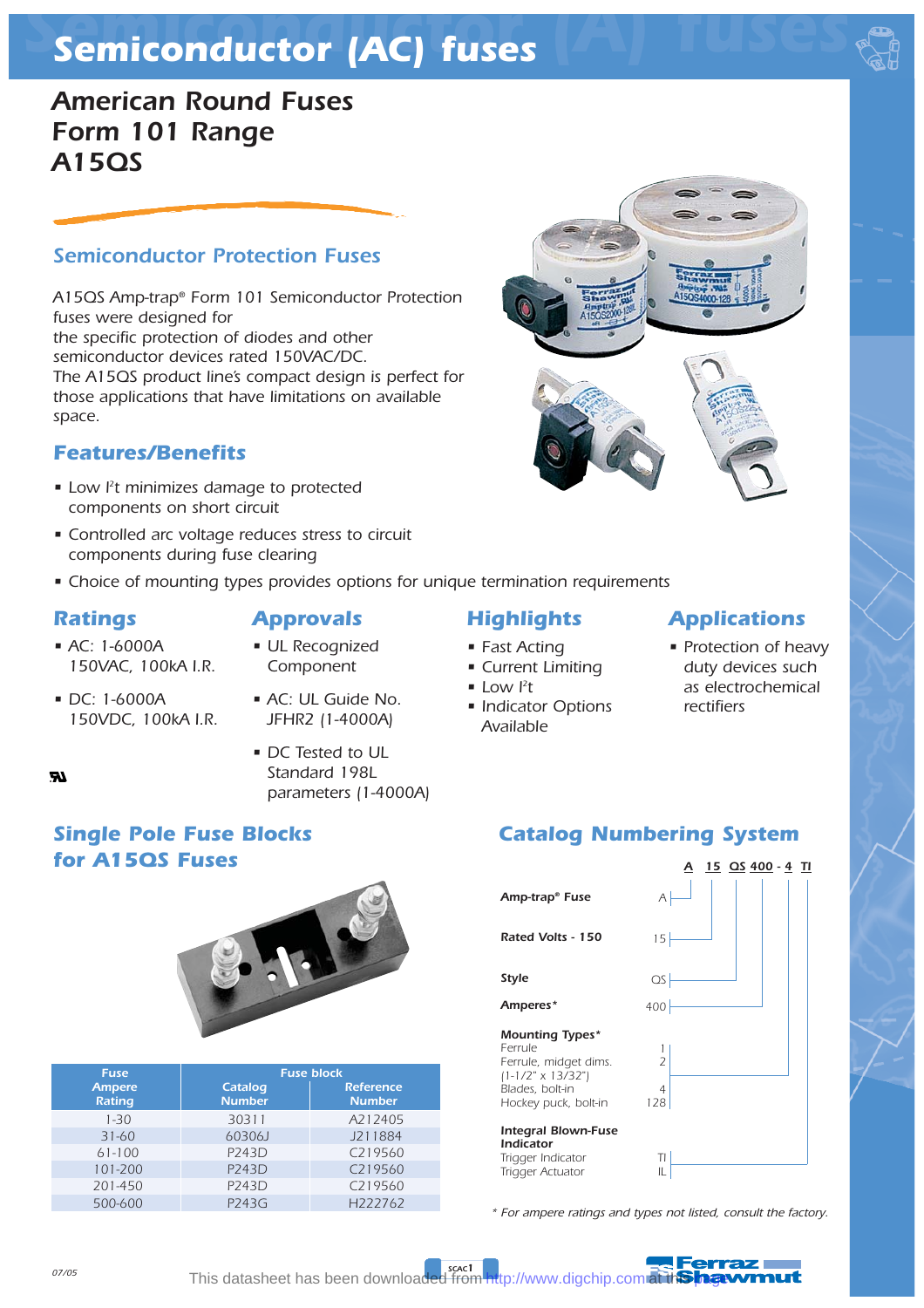# Semiconductor (AC) fuses

## American Round Fuses
## Form 101 Range
## A15QS

### Semiconductor Protection Fuses

A15QS Amp-trap® Form 101 Semiconductor Protection fuses were designed for the specific protection of diodes and other semiconductor devices rated 150VAC/DC.
The A15QS product line's compact design is perfect for those applications that have limitations on available space.

### Features/Benefits

- Low $I^2t$ minimizes damage to protected components on short circuit
- Controlled arc voltage reduces stress to circuit components during fuse clearing
- Choice of mounting types provides options for unique termination requirements

### Ratings

- AC: 1-6000A
  150VAC, 100kA I.R.
- DC: 1-6000A
  150VDC, 100kA I.R.

### Approvals

- UL Recognized Component
- AC: UL Guide No. JFHR2 (1-4000A)
- DC Tested to UL Standard 198L parameters (1-4000A)

### Highlights

- Fast Acting
- Current Limiting
- Low $I^2t$
- Indicator Options Available

### Applications

- Protection of heavy duty devices such as electrochemical rectifiers

### Single Pole Fuse Blocks for A15QS Fuses

| Fuse Ampere Rating | Fuse block Catalog Number | Reference Number |
|---|---|---|
| 1-30 | 30311 | A212405 |
| 31-60 | 60306J | J211884 |
| 61-100 | P243D | C219560 |
| 101-200 | P243D | C219560 |
| 201-450 | P243D | C219560 |
| 500-600 | P243G | H222762 |

### Catalog Numbering System

**A 15 QS 400 - 4 TI**

| Field | Code |
|---|---|
| **Amp-trap® Fuse** | A |
| **Rated Volts - 150** | 15 |
| **Style** | QS |
| **Amperes*** | 400 |
| **Mounting Types*** | |
| Ferrule | 1 |
| Ferrule, midget dims. (1-1/2" x 13/32") | 2 |
| Blades, bolt-in | 4 |
| Hockey puck, bolt-in | 128 |
| **Integral Blown-Fuse Indicator** | |
| Trigger Indicator | TI |
| Trigger Actuator | IL |

*\* For ampere ratings and types not listed, consult the factory.*

07/05

SCAC1

Ferraz Shawmut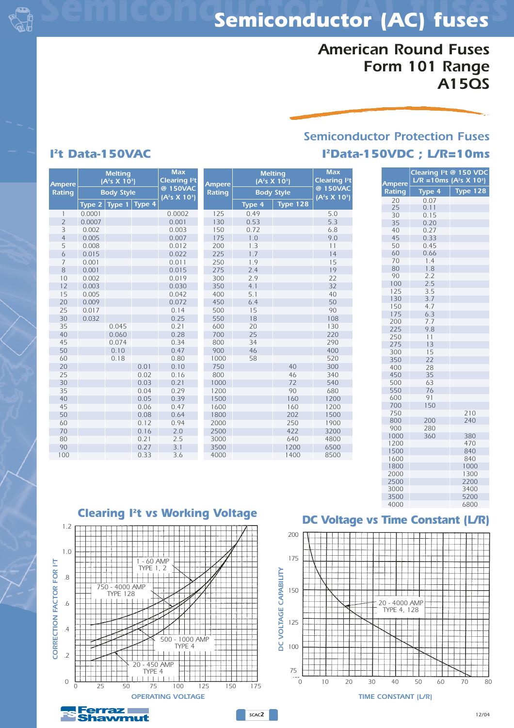# Semiconductor (AC) fuses

## American Round Fuses Form 101 Range A15QS

## Semiconductor Protection Fuses

### $I^2t$ Data-150VAC

| Ampere Rating | Melting ($A^2s \times 10^3$) Body Style | | | Max Clearing $I^2t$ @ 150VAC ($A^2s \times 10^3$) |
|---|---|---|---|---|
| | Type 2 | Type 1 | Type 4 | |
| 1 | 0.0001 | | | 0.0002 |
| 2 | 0.0007 | | | 0.001 |
| 3 | 0.002 | | | 0.003 |
| 4 | 0.005 | | | 0.007 |
| 5 | 0.008 | | | 0.012 |
| 6 | 0.015 | | | 0.022 |
| 7 | 0.001 | | | 0.011 |
| 8 | 0.001 | | | 0.015 |
| 10 | 0.002 | | | 0.019 |
| 12 | 0.003 | | | 0.030 |
| 15 | 0.005 | | | 0.042 |
| 20 | 0.009 | | | 0.072 |
| 25 | 0.017 | | | 0.14 |
| 30 | 0.032 | | | 0.25 |
| 35 | | 0.045 | | 0.21 |
| 40 | | 0.060 | | 0.28 |
| 45 | | 0.074 | | 0.34 |
| 50 | | 0.10 | | 0.47 |
| 60 | | 0.18 | | 0.80 |
| 20 | | | 0.01 | 0.10 |
| 25 | | | 0.02 | 0.16 |
| 30 | | | 0.03 | 0.21 |
| 35 | | | 0.04 | 0.29 |
| 40 | | | 0.05 | 0.39 |
| 45 | | | 0.06 | 0.47 |
| 50 | | | 0.08 | 0.64 |
| 60 | | | 0.12 | 0.94 |
| 70 | | | 0.16 | 2.0 |
| 80 | | | 0.21 | 2.5 |
| 90 | | | 0.27 | 3.1 |
| 100 | | | 0.33 | 3.6 |

| Ampere Rating | Melting ($A^2s \times 10^3$) Body Style | | Max Clearing $I^2t$ @ 150VAC ($A^2s \times 10^3$) |
|---|---|---|---|
| | Type 4 | Type 128 | |
| 125 | 0.49 | | 5.0 |
| 130 | 0.53 | | 5.3 |
| 150 | 0.72 | | 6.8 |
| 175 | 1.0 | | 9.0 |
| 200 | 1.3 | | 11 |
| 225 | 1.7 | | 14 |
| 250 | 1.9 | | 15 |
| 275 | 2.4 | | 19 |
| 300 | 2.9 | | 22 |
| 350 | 4.1 | | 32 |
| 400 | 5.1 | | 40 |
| 450 | 6.4 | | 50 |
| 500 | 15 | | 90 |
| 550 | 18 | | 108 |
| 600 | 20 | | 130 |
| 700 | 25 | | 220 |
| 800 | 34 | | 290 |
| 900 | 46 | | 400 |
| 1000 | 58 | | 520 |
| 750 | | 40 | 300 |
| 800 | | 46 | 340 |
| 1000 | | 72 | 540 |
| 1200 | | 90 | 680 |
| 1500 | | 160 | 1200 |
| 1600 | | 160 | 1200 |
| 1800 | | 202 | 1500 |
| 2000 | | 250 | 1900 |
| 2500 | | 422 | 3200 |
| 3000 | | 640 | 4800 |
| 3500 | | 1200 | 6500 |
| 4000 | | 1400 | 8500 |

### $I^2$Data-150VDC ; L/R=10ms

| Ampere Rating | Clearing $I^2t$ @ 150 VDC L/R =10ms ($A^2s \times 10^3$) | |
|---|---|---|
| | Type 4 | Type 128 |
| 20 | 0.07 | |
| 25 | 0.11 | |
| 30 | 0.15 | |
| 35 | 0.20 | |
| 40 | 0.27 | |
| 45 | 0.33 | |
| 50 | 0.45 | |
| 60 | 0.66 | |
| 70 | 1.4 | |
| 80 | 1.8 | |
| 90 | 2.2 | |
| 100 | 2.5 | |
| 125 | 3.5 | |
| 130 | 3.7 | |
| 150 | 4.7 | |
| 175 | 6.3 | |
| 200 | 7.7 | |
| 225 | 9.8 | |
| 250 | 11 | |
| 275 | 13 | |
| 300 | 15 | |
| 350 | 22 | |
| 400 | 28 | |
| 450 | 35 | |
| 500 | 63 | |
| 550 | 76 | |
| 600 | 91 | |
| 700 | 150 | |
| 750 | | 210 |
| 800 | 200 | 240 |
| 900 | 280 | |
| 1000 | 360 | 380 |
| 1200 | | 470 |
| 1500 | | 840 |
| 1600 | | 840 |
| 1800 | | 1000 |
| 2000 | | 1300 |
| 2500 | | 2200 |
| 3000 | | 3400 |
| 3500 | | 5200 |
| 4000 | | 6800 |

### Clearing $I^2t$ vs Working Voltage

Curves: 1 - 60 AMP TYPE 1, 2; 750 - 4000 AMP TYPE 128; 500 - 1000 AMP TYPE 4; 20 - 450 AMP TYPE 4

Y-axis: CORRECTION FACTOR FOR $I^2T$ (0 – 1.2); X-axis: OPERATING VOLTAGE (0 – 175)

### DC Voltage vs Time Constant (L/R)

Curve: 20 - 4000 AMP TYPE 4, 128

Y-axis: DC VOLTAGE CAPABILITY (75 – 200); X-axis: TIME CONSTANT (L/R) (0 – 80)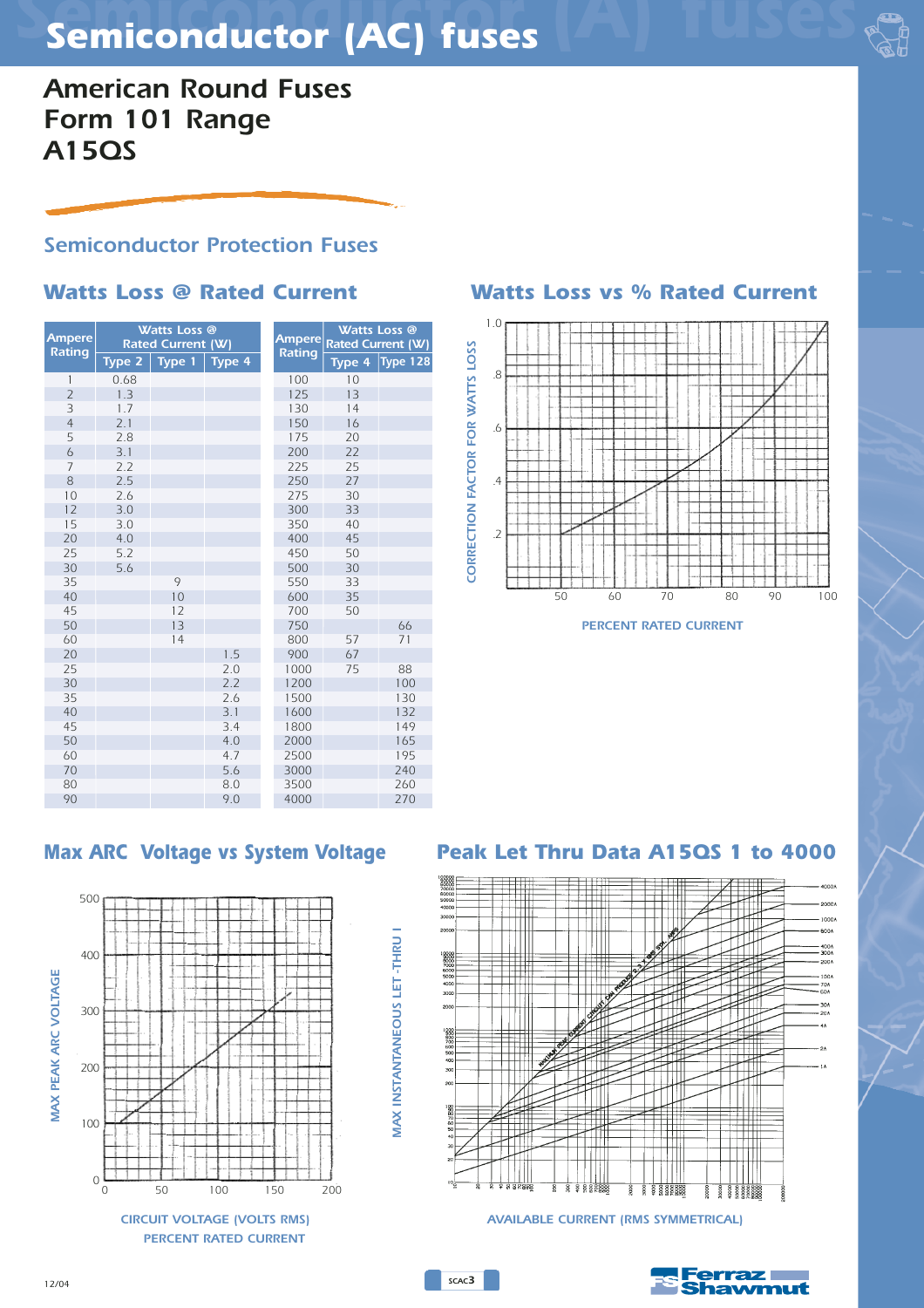# Semiconductor (AC) fuses

## American Round Fuses
## Form 101 Range
## A15QS

### Semiconductor Protection Fuses

### Watts Loss @ Rated Current

| Ampere Rating | Watts Loss @ Rated Current (W) | | |
|---|---|---|---|
| | Type 2 | Type 1 | Type 4 |
| 1 | 0.68 | | |
| 2 | 1.3 | | |
| 3 | 1.7 | | |
| 4 | 2.1 | | |
| 5 | 2.8 | | |
| 6 | 3.1 | | |
| 7 | 2.2 | | |
| 8 | 2.5 | | |
| 10 | 2.6 | | |
| 12 | 3.0 | | |
| 15 | 3.0 | | |
| 20 | 4.0 | | |
| 25 | 5.2 | | |
| 30 | 5.6 | | |
| 35 | | 9 | |
| 40 | | 10 | |
| 45 | | 12 | |
| 50 | | 13 | |
| 60 | | 14 | |
| 20 | | | 1.5 |
| 25 | | | 2.0 |
| 30 | | | 2.2 |
| 35 | | | 2.6 |
| 40 | | | 3.1 |
| 45 | | | 3.4 |
| 50 | | | 4.0 |
| 60 | | | 4.7 |
| 70 | | | 5.6 |
| 80 | | | 8.0 |
| 90 | | | 9.0 |

| Ampere Rating | Watts Loss @ Rated Current (W) | |
|---|---|---|
| | Type 4 | Type 128 |
| 100 | 10 | |
| 125 | 13 | |
| 130 | 14 | |
| 150 | 16 | |
| 175 | 20 | |
| 200 | 22 | |
| 225 | 25 | |
| 250 | 27 | |
| 275 | 30 | |
| 300 | 33 | |
| 350 | 40 | |
| 400 | 45 | |
| 450 | 50 | |
| 500 | 30 | |
| 550 | 33 | |
| 600 | 35 | |
| 700 | 50 | |
| 750 | | 66 |
| 800 | 57 | 71 |
| 900 | 67 | |
| 1000 | 75 | 88 |
| 1200 | | 100 |
| 1500 | | 130 |
| 1600 | | 132 |
| 1800 | | 149 |
| 2000 | | 165 |
| 2500 | | 195 |
| 3000 | | 240 |
| 3500 | | 260 |
| 4000 | | 270 |

### Watts Loss vs % Rated Current

CORRECTION FACTOR FOR WATTS LOSS

PERCENT RATED CURRENT

### Max ARC Voltage vs System Voltage

MAX PEAK ARC VOLTAGE

CIRCUIT VOLTAGE (VOLTS RMS)
PERCENT RATED CURRENT

### Peak Let Thru Data A15QS 1 to 4000

MAX INSTANTANEOUS LET-THRU I

AVAILABLE CURRENT (RMS SYMMETRICAL)

12/04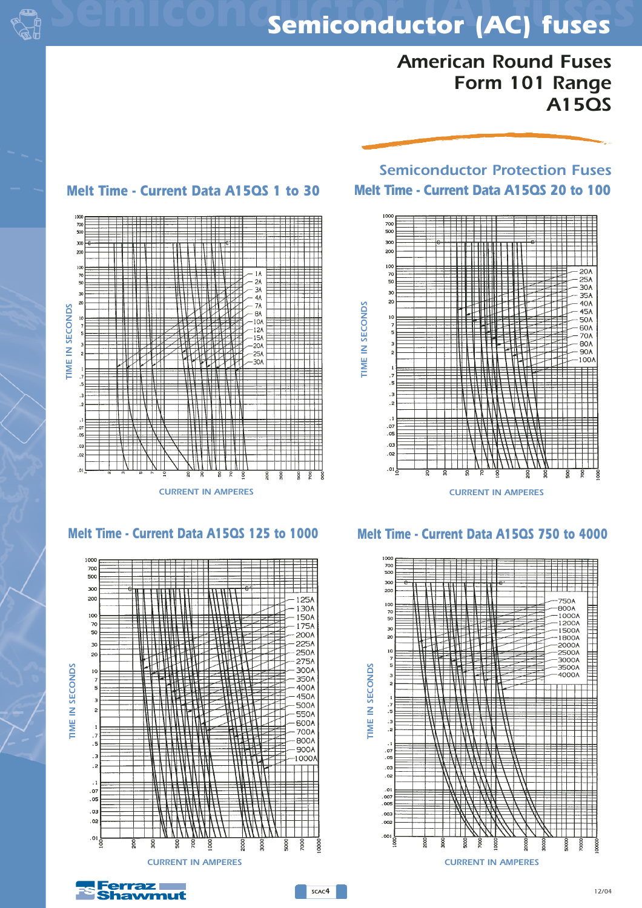# Semiconductor (AC) fuses

## American Round Fuses Form 101 Range A15QS

### Semiconductor Protection Fuses

### Melt Time - Current Data A15QS 1 to 30

TIME IN SECONDS

CURRENT IN AMPERES

1A, 2A, 3A, 4A, 7A, 8A, 10A, 12A, 15A, 20A, 25A, 30A

### Melt Time - Current Data A15QS 20 to 100

TIME IN SECONDS

CURRENT IN AMPERES

20A, 25A, 30A, 35A, 40A, 45A, 50A, 60A, 70A, 80A, 90A, 100A

### Melt Time - Current Data A15QS 125 to 1000

TIME IN SECONDS

CURRENT IN AMPERES

125A, 130A, 150A, 175A, 200A, 225A, 250A, 275A, 300A, 350A, 400A, 450A, 500A, 550A, 600A, 700A, 800A, 900A, 1000A

### Melt Time - Current Data A15QS 750 to 4000

TIME IN SECONDS

CURRENT IN AMPERES

750A, 800A, 1000A, 1200A, 1500A, 1800A, 2000A, 2500A, 3000A, 3500A, 4000A

Ferraz Shawmut

SCAC4

12/04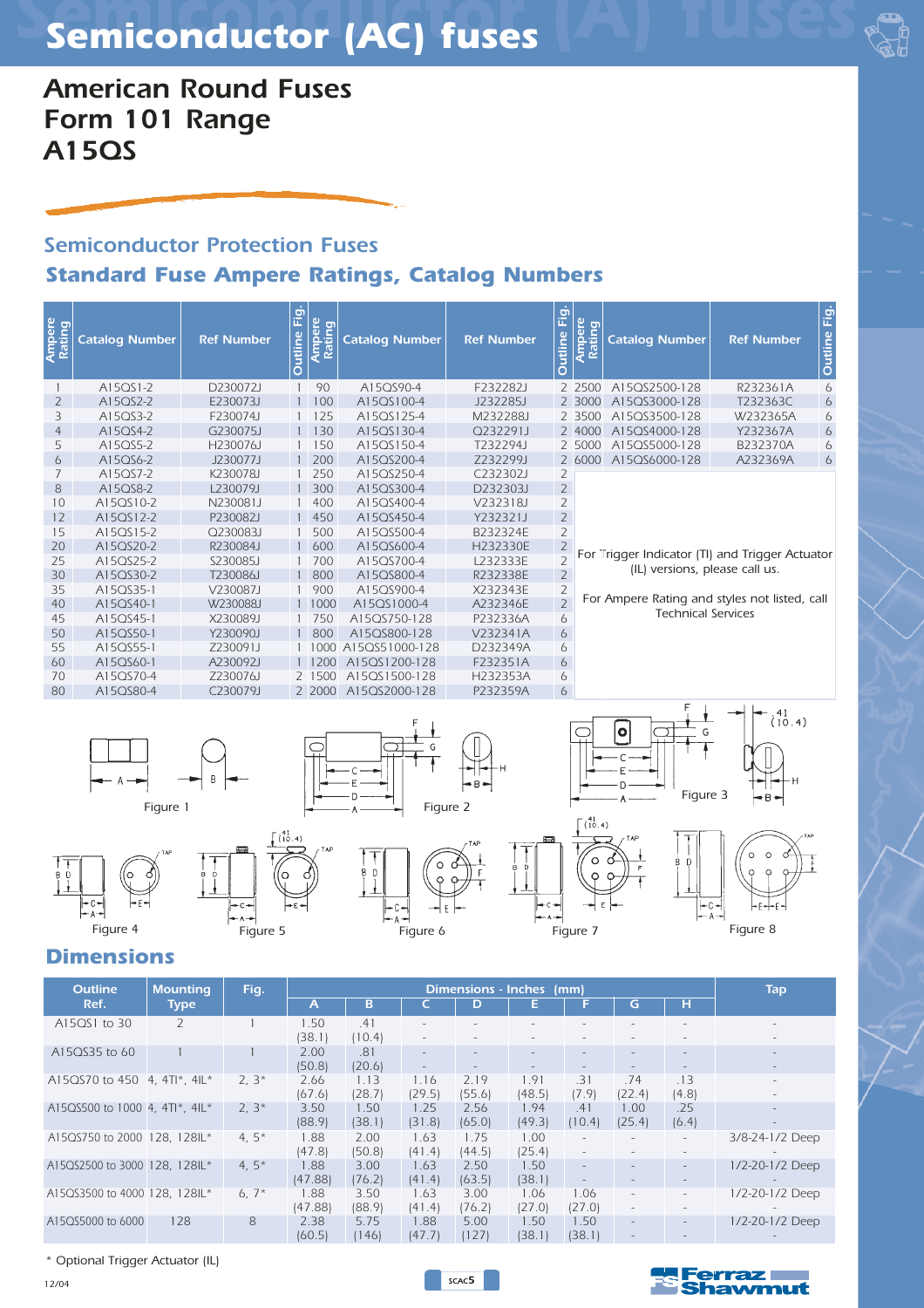# Semiconductor (AC) fuses

## American Round Fuses
## Form 101 Range
## A15QS

### Semiconductor Protection Fuses

### Standard Fuse Ampere Ratings, Catalog Numbers

| Ampere Rating | Catalog Number | Ref Number | Outline Fig. | Ampere Rating | Catalog Number | Ref Number | Outline Fig. | Ampere Rating | Catalog Number | Ref Number | Outline Fig. |
|---|---|---|---|---|---|---|---|---|---|---|---|
| 1 | A15QS1-2 | D230072J | 1 | 90 | A15QS90-4 | F232282J | 2 | 2500 | A15QS2500-128 | R232361A | 6 |
| 2 | A15QS2-2 | E230073J | 1 | 100 | A15QS100-4 | J232285J | 2 | 3000 | A15QS3000-128 | T232363C | 6 |
| 3 | A15QS3-2 | F230074J | 1 | 125 | A15QS125-4 | M232288J | 2 | 3500 | A15QS3500-128 | W232365A | 6 |
| 4 | A15QS4-2 | G230075J | 1 | 130 | A15QS130-4 | Q232291J | 2 | 4000 | A15QS4000-128 | Y232367A | 6 |
| 5 | A15QS5-2 | H230076J | 1 | 150 | A15QS150-4 | T232294J | 2 | 5000 | A15QS5000-128 | B232370A | 6 |
| 6 | A15QS6-2 | J230077J | 1 | 200 | A15QS200-4 | Z232299J | 2 | 6000 | A15QS6000-128 | A232369A | 6 |
| 7 | A15QS7-2 | K230078J | 1 | 250 | A15QS250-4 | C232302J | 2 | | | | |
| 8 | A15QS8-2 | L230079J | 1 | 300 | A15QS300-4 | D232303J | 2 | | | | |
| 10 | A15QS10-2 | N230081J | 1 | 400 | A15QS400-4 | V232318J | 2 | | | | |
| 12 | A15QS12-2 | P230082J | 1 | 450 | A15QS450-4 | Y232321J | 2 | | | | |
| 15 | A15QS15-2 | Q230083J | 1 | 500 | A15QS500-4 | B232324E | 2 | | | | |
| 20 | A15QS20-2 | R230084J | 1 | 600 | A15QS600-4 | H232330E | 2 | | | | |
| 25 | A15QS25-2 | S230085J | 1 | 700 | A15QS700-4 | L232333E | 2 | | | | |
| 30 | A15QS30-2 | T230086J | 1 | 800 | A15QS800-4 | R232338E | 2 | | | | |
| 35 | A15QS35-1 | V230087J | 1 | 900 | A15QS900-4 | X232343E | 2 | | | | |
| 40 | A15QS40-1 | W230088J | 1 | 1000 | A15QS1000-4 | A232346E | 2 | | | | |
| 45 | A15QS45-1 | X230089J | 1 | 750 | A15QS750-128 | P232336A | 6 | | | | |
| 50 | A15QS50-1 | Y230090J | 1 | 800 | A15QS800-128 | V232341A | 6 | | | | |
| 55 | A15QS55-1 | Z230091J | 1 | 1000 | A15QS51000-128 | D232349A | 6 | | | | |
| 60 | A15QS60-1 | A230092J | 1 | 1200 | A15QS1200-128 | F232351A | 6 | | | | |
| 70 | A15QS70-4 | Z230076J | 2 | 1500 | A15QS1500-128 | H232353A | 6 | | | | |
| 80 | A15QS80-4 | C230079J | 2 | 2000 | A15QS2000-128 | P232359A | 6 | | | | |

For Trigger Indicator (TI) and Trigger Actuator (IL) versions, please call us.

For Ampere Rating and styles not listed, call Technical Services

Figure 1

Figure 2

Figure 3

Figure 4

Figure 5

Figure 6

Figure 7

Figure 8

## Dimensions

| Outline Ref. | Mounting Type | Fig. | Dimensions - Inches (mm) | | | | | | | | Tap |
|---|---|---|---|---|---|---|---|---|---|---|---|
| | | | A | B | C | D | E | F | G | H | |
| A15QS1 to 30 | 2 | 1 | 1.50 (38.1) | .41 (10.4) | - | - | - | - | - | - | - |
| A15QS35 to 60 | 1 | 1 | 2.00 (50.8) | .81 (20.6) | - | - | - | - | - | - | - |
| A15QS70 to 450 | 4, 4TI*, 4IL* | 2, 3* | 2.66 (67.6) | 1.13 (28.7) | 1.16 (29.5) | 2.19 (55.6) | 1.91 (48.5) | .31 (7.9) | .74 (22.4) | .13 (4.8) | - |
| A15QS500 to 1000 | 4, 4TI*, 4IL* | 2, 3* | 3.50 (88.9) | 1.50 (38.1) | 1.25 (31.8) | 2.56 (65.0) | 1.94 (49.3) | .41 (10.4) | 1.00 (25.4) | .25 (6.4) | - |
| A15QS750 to 2000 | 128, 128IL* | 4, 5* | 1.88 (47.8) | 2.00 (50.8) | 1.63 (41.4) | 1.75 (44.5) | 1.00 (25.4) | - | - | - | 3/8-24-1/2 Deep |
| A15QS2500 to 3000 | 128, 128IL* | 4, 5* | 1.88 (47.88) | 3.00 (76.2) | 1.63 (41.4) | 2.50 (63.5) | 1.50 (38.1) | - | - | - | 1/2-20-1/2 Deep |
| A15QS3500 to 4000 | 128, 128IL* | 6, 7* | 1.88 (47.88) | 3.50 (88.9) | 1.63 (41.4) | 3.00 (76.2) | 1.06 (27.0) | 1.06 (27.0) | - | - | 1/2-20-1/2 Deep |
| A15QS5000 to 6000 | 128 | 8 | 2.38 (60.5) | 5.75 (146) | 1.88 (47.7) | 5.00 (127) | 1.50 (38.1) | 1.50 (38.1) | - | - | 1/2-20-1/2 Deep |

* Optional Trigger Actuator (IL)

12/04